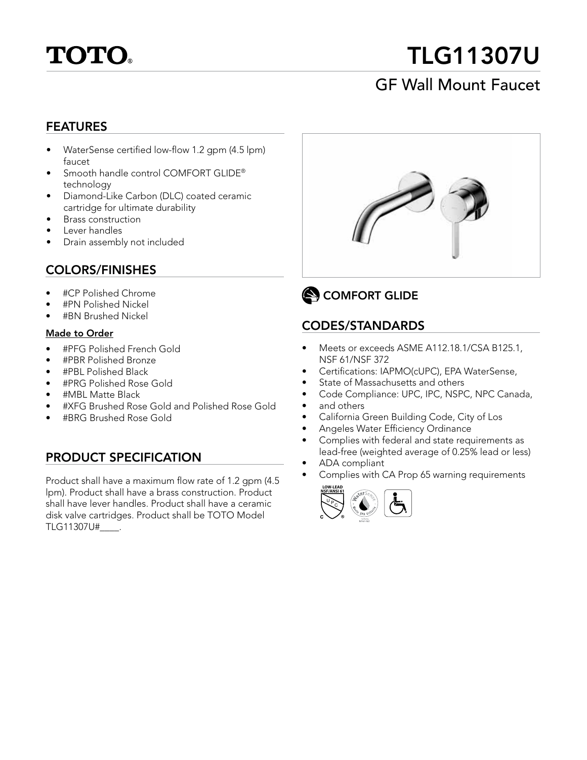# TOTO®

# TLG11307U

## GF Wall Mount Faucet

### FEATURES

- WaterSense certified low-flow 1.2 gpm (4.5 lpm) faucet
- Smooth handle control COMFORT GLIDE® technology
- Diamond-Like Carbon (DLC) coated ceramic cartridge for ultimate durability
- Brass construction
- Lever handles
- Drain assembly not included

### COLORS/FINISHES

- #CP Polished Chrome
- #PN Polished Nickel
- #BN Brushed Nickel

**Made to Order**

- #PFG Polished French Gold
- #PBR Polished Bronze
- #PBL Polished Black
- #PRG Polished Rose Gold
- #MBL Matte Black
- #XFG Brushed Rose Gold and Polished Rose Gold
- #BRG Brushed Rose Gold

### PRODUCT SPECIFICATION

Product shall have a maximum flow rate of 1.2 gpm (4.5 lpm). Product shall have a brass construction. Product shall have lever handles. Product shall have a ceramic disk valve cartridges. Product shall be TOTO Model TLG11307U#____.

### COMFORT GLIDE

### CODES/STANDARDS

- Meets or exceeds ASME A112.18.1/CSA B125.1, NSF 61/NSF 372
- Certifications: IAPMO(cUPC), EPA WaterSense,
- State of Massachusetts and others
- Code Compliance: UPC, IPC, NSPC, NPC Canada,
- and others
- California Green Building Code, City of Los
- Angeles Water Efficiency Ordinance
- Complies with federal and state requirements as lead-free (weighted average of 0.25% lead or less)
- ADA compliant
- Complies with CA Prop 65 warning requirements

LOW-LEAD NSF/ANSI 61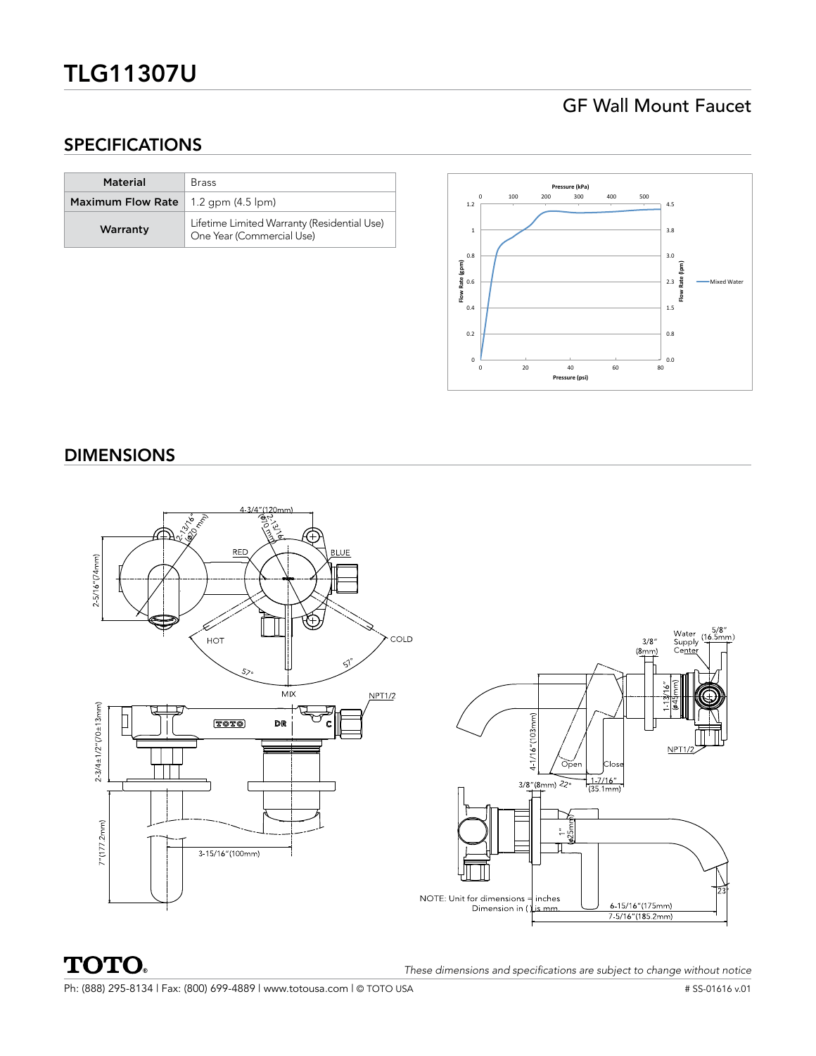# TLG11307U

## GF Wall Mount Faucet

## SPECIFICATIONS

| | |
|---|---|
| **Material** | Brass |
| **Maximum Flow Rate** | 1.2 gpm (4.5 lpm) |
| **Warranty** | Lifetime Limited Warranty (Residential Use)<br>One Year (Commercial Use) |

Pressure (kPa)

0 100 200 300 400 500

Flow Rate (gpm)

1.2 1 0.8 0.6 0.4 0.2 0

Flow Rate (lpm)

4.5 3.8 3.0 2.3 1.5 0.8 0.0

Pressure (psi)

0 20 40 60 80

Mixed Water

## DIMENSIONS

4-3/4"(120mm)

2-13/16" (ø70 mm)

2-13/16" (ø70 mm)

RED

BLUE

2-5/16"(74mm)

HOT

COLD

57°

57°

MIX

NPT1/2

2-3/4±1/2"(70±13mm)

7"(177.2mm)

3-15/16"(100mm)

3/8" (8mm)

Water Supply Center

5/8" (16.5mm)

1-13/16" (ø46mm)

NPT1/2

4-1/16"(103mm)

Open

Close

3/8"(8mm) 22°

1-7/16" (35.1mm)

1" (ø25mm)

23°

NOTE: Unit for dimensions = inches
Dimension in ( ) is mm.

6-15/16"(175mm)

7-5/16"(185.2mm)

*These dimensions and specifications are subject to change without notice*

Ph: (888) 295-8134 | Fax: (800) 699-4889 | www.totousa.com | © TOTO USA

# SS-01616 v.01